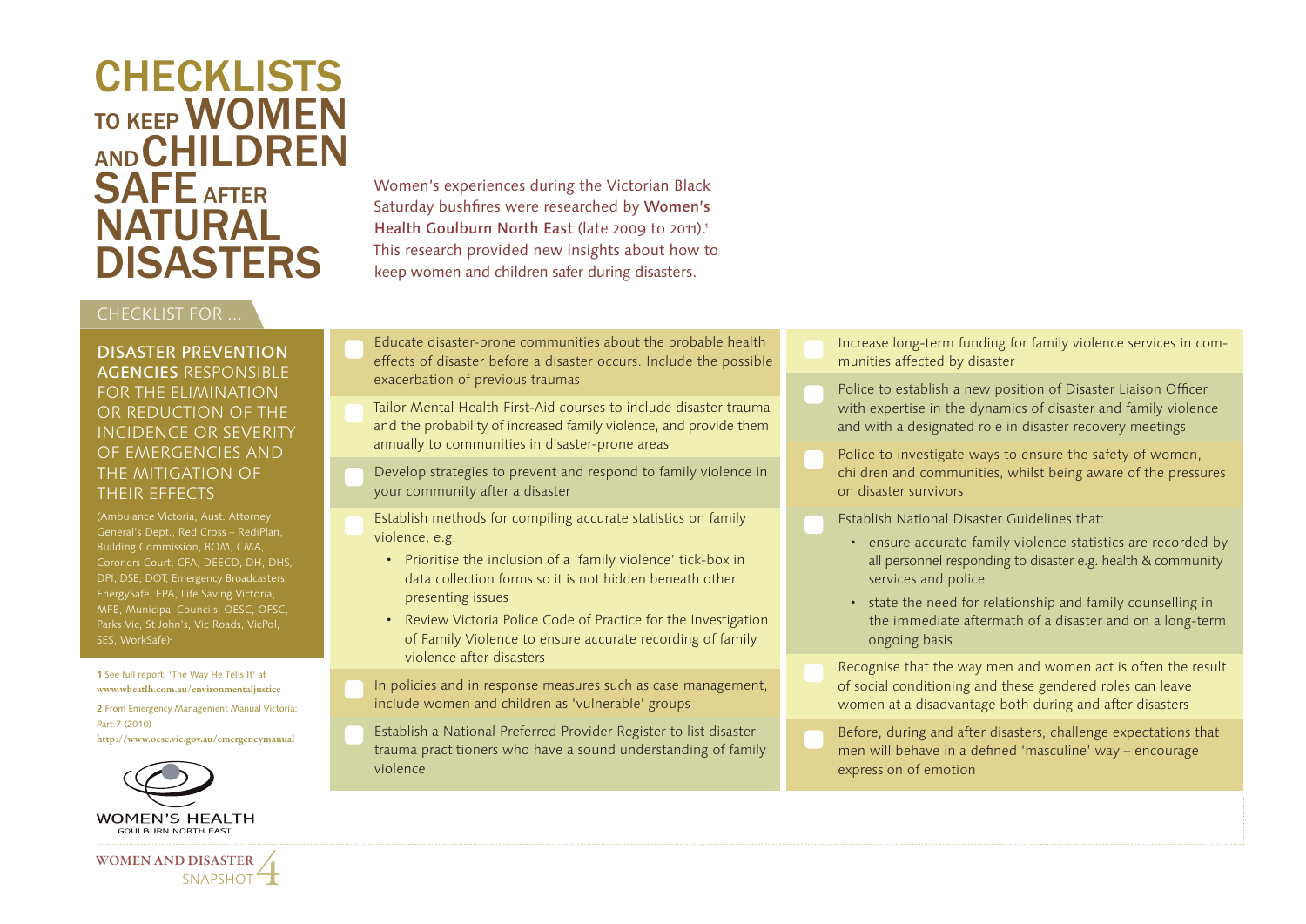# CHECKLISTS TO KEEP WOMEN AND CHILDREN SAFE AFTER NATURAL DISASTERS

Women's experiences during the Victorian Black Saturday bushfires were researched by **Women's Health Goulburn North East** (late 2009 to 2011).[1] This research provided new insights about how to keep women and children safer during disasters.

## CHECKLIST FOR ...

**DISASTER PREVENTION AGENCIES** RESPONSIBLE FOR THE ELIMINATION OR REDUCTION OF THE INCIDENCE OR SEVERITY OF EMERGENCIES AND THE MITIGATION OF THEIR EFFECTS

(Ambulance Victoria, Aust. Attorney General's Dept., Red Cross – RediPlan, Building Commission, BOM, CMA, Coroners Court, CFA, DEECD, DH, DHS, DPI, DSE, DOT, Emergency Broadcasters, EnergySafe, EPA, Life Saving Victoria, MFB, Municipal Councils, OESC, OFSC, Parks Vic, St John's, Vic Roads, VicPol, SES, WorkSafe)[2]

- [ ] Educate disaster-prone communities about the probable health effects of disaster before a disaster occurs. Include the possible exacerbation of previous traumas
- [ ] Tailor Mental Health First-Aid courses to include disaster trauma and the probability of increased family violence, and provide them annually to communities in disaster-prone areas
- [ ] Develop strategies to prevent and respond to family violence in your community after a disaster
- [ ] Establish methods for compiling accurate statistics on family violence, e.g.
  - Prioritise the inclusion of a 'family violence' tick-box in data collection forms so it is not hidden beneath other presenting issues
  - Review Victoria Police Code of Practice for the Investigation of Family Violence to ensure accurate recording of family violence after disasters
- [ ] In policies and in response measures such as case management, include women and children as 'vulnerable' groups
- [ ] Establish a National Preferred Provider Register to list disaster trauma practitioners who have a sound understanding of family violence
- [ ] Increase long-term funding for family violence services in communities affected by disaster
- [ ] Police to establish a new position of Disaster Liaison Officer with expertise in the dynamics of disaster and family violence and with a designated role in disaster recovery meetings
- [ ] Police to investigate ways to ensure the safety of women, children and communities, whilst being aware of the pressures on disaster survivors
- [ ] Establish National Disaster Guidelines that:
  - ensure accurate family violence statistics are recorded by all personnel responding to disaster e.g. health & community services and police
  - state the need for relationship and family counselling in the immediate aftermath of a disaster and on a long-term ongoing basis
- [ ] Recognise that the way men and women act is often the result of social conditioning and these gendered roles can leave women at a disadvantage both during and after disasters
- [ ] Before, during and after disasters, challenge expectations that men will behave in a defined 'masculine' way – encourage expression of emotion

**1** See full report, 'The Way He Tells It' at www.wheatlh.com.au/environmentaljustice

**2** From Emergency Management Manual Victoria: Part 7 (2010) http://www.oesc.vic.gov.au/emergencymanual

WOMEN'S HEALTH GOULBURN NORTH EAST

WOMEN AND DISASTER SNAPSHOT 4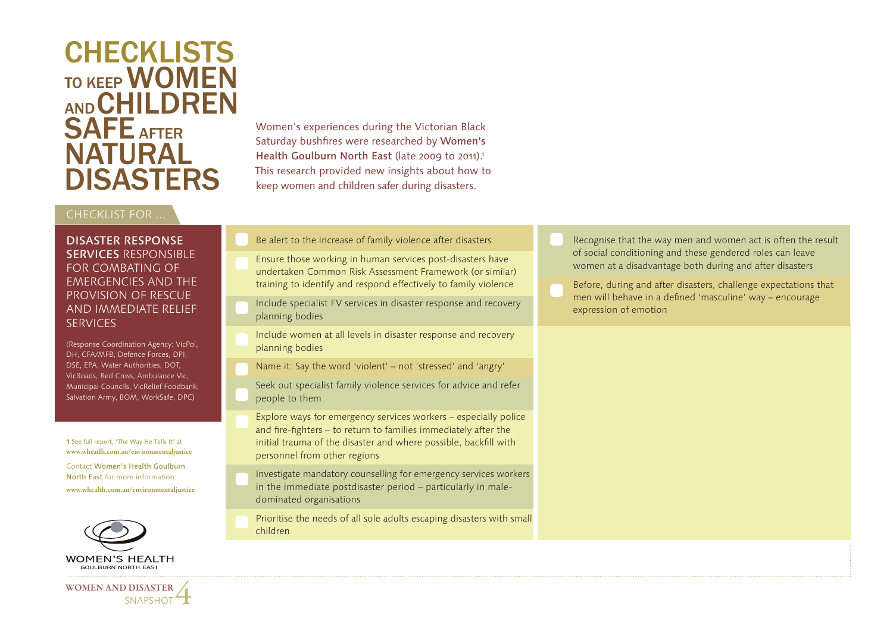# CHECKLISTS TO KEEP WOMEN AND CHILDREN SAFE AFTER NATURAL DISASTERS

Women's experiences during the Victorian Black Saturday bushfires were researched by **Women's Health Goulburn North East** (late 2009 to 2011).[1] This research provided new insights about how to keep women and children safer during disasters.

## CHECKLIST FOR ...

### DISASTER RESPONSE SERVICES RESPONSIBLE FOR COMBATING OF EMERGENCIES AND THE PROVISION OF RESCUE AND IMMEDIATE RELIEF SERVICES

(Response Coordination Agency: VicPol, DH, CFA/MFB, Defence Forces, DPI, DSE, EPA, Water Authorities, DOT, VicRoads, Red Cross, Ambulance Vic, Municipal Councils, VicRelief Foodbank, Salvation Army, BOM, WorkSafe, DPC)

- [ ] Be alert to the increase of family violence after disasters
- [ ] Ensure those working in human services post-disasters have undertaken Common Risk Assessment Framework (or similar) training to identify and respond effectively to family violence
- [ ] Include specialist FV services in disaster response and recovery planning bodies
- [ ] Include women at all levels in disaster response and recovery planning bodies
- [ ] Name it: Say the word 'violent' – not 'stressed' and 'angry'
- [ ] Seek out specialist family violence services for advice and refer people to them
- [ ] Explore ways for emergency services workers – especially police and fire-fighters – to return to families immediately after the initial trauma of the disaster and where possible, backfill with personnel from other regions
- [ ] Investigate mandatory counselling for emergency services workers in the immediate postdisaster period – particularly in male-dominated organisations
- [ ] Prioritise the needs of all sole adults escaping disasters with small children
- [ ] Recognise that the way men and women act is often the result of social conditioning and these gendered roles can leave women at a disadvantage both during and after disasters
- [ ] Before, during and after disasters, challenge expectations that men will behave in a defined 'masculine' way – encourage expression of emotion

**1** See full report, 'The Way He Tells It' at www.wheatlh.com.au/environmentaljustice

Contact Women's Health Goulburn North East for more information: www.whealth.com.au/environmentaljustice

WOMEN'S HEALTH GOULBURN NORTH EAST

WOMEN AND DISASTER SNAPSHOT 4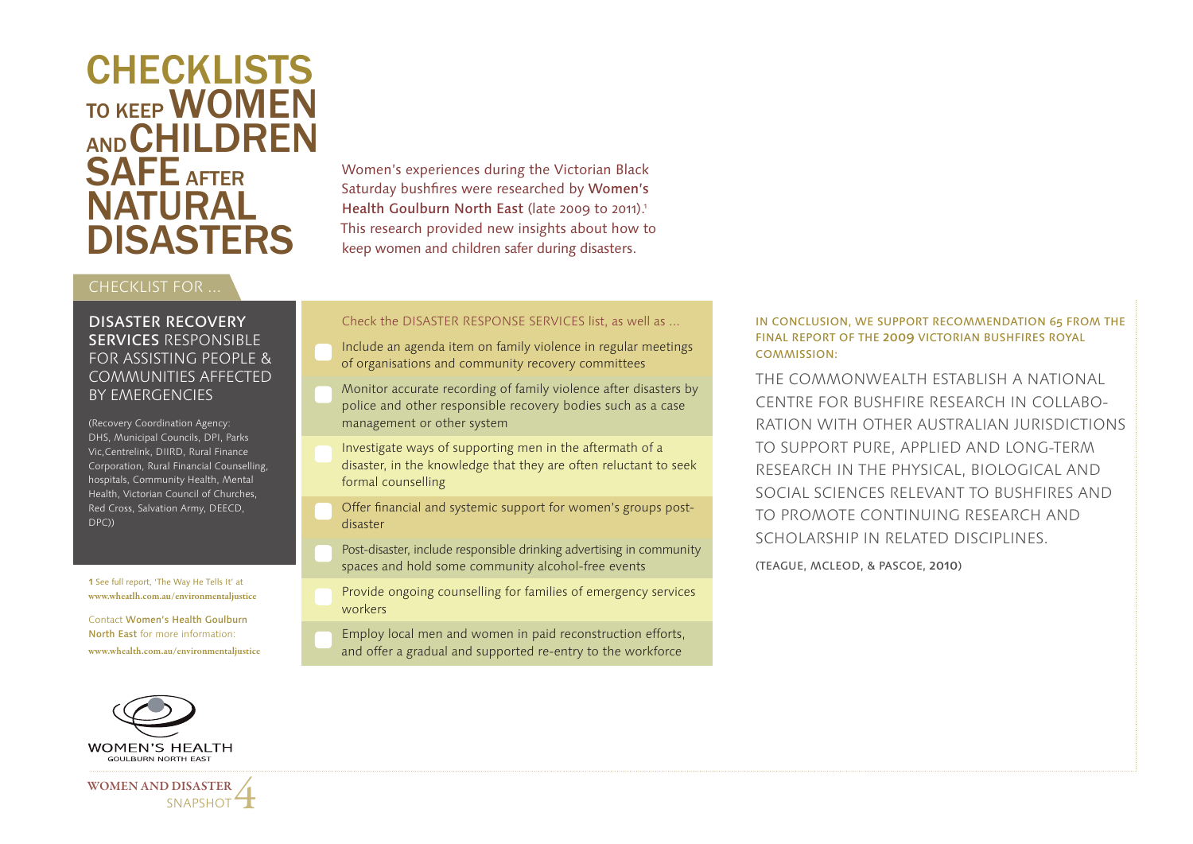# CHECKLISTS TO KEEP WOMEN AND CHILDREN SAFE AFTER NATURAL DISASTERS

Women's experiences during the Victorian Black Saturday bushfires were researched by **Women's Health Goulburn North East** (late 2009 to 2011).[1] This research provided new insights about how to keep women and children safer during disasters.

CHECKLIST FOR ...

## DISASTER RECOVERY SERVICES RESPONSIBLE FOR ASSISTING PEOPLE & COMMUNITIES AFFECTED BY EMERGENCIES

(Recovery Coordination Agency: DHS, Municipal Councils, DPI, Parks Vic,Centrelink, DIIRD, Rural Finance Corporation, Rural Financial Counselling, hospitals, Community Health, Mental Health, Victorian Council of Churches, Red Cross, Salvation Army, DEECD, DPC))

Check the DISASTER RESPONSE SERVICES list, as well as ...

- Include an agenda item on family violence in regular meetings of organisations and community recovery committees
- Monitor accurate recording of family violence after disasters by police and other responsible recovery bodies such as a case management or other system
- Investigate ways of supporting men in the aftermath of a disaster, in the knowledge that they are often reluctant to seek formal counselling
- Offer financial and systemic support for women's groups post-disaster
- Post-disaster, include responsible drinking advertising in community spaces and hold some community alcohol-free events
- Provide ongoing counselling for families of emergency services workers
- Employ local men and women in paid reconstruction efforts, and offer a gradual and supported re-entry to the workforce

**IN CONCLUSION, WE SUPPORT RECOMMENDATION 65 FROM THE FINAL REPORT OF THE 2009 VICTORIAN BUSHFIRES ROYAL COMMISSION:**

THE COMMONWEALTH ESTABLISH A NATIONAL CENTRE FOR BUSHFIRE RESEARCH IN COLLABORATION WITH OTHER AUSTRALIAN JURISDICTIONS TO SUPPORT PURE, APPLIED AND LONG-TERM RESEARCH IN THE PHYSICAL, BIOLOGICAL AND SOCIAL SCIENCES RELEVANT TO BUSHFIRES AND TO PROMOTE CONTINUING RESEARCH AND SCHOLARSHIP IN RELATED DISCIPLINES.

(TEAGUE, MCLEOD, & PASCOE, 2010)

1 See full report, 'The Way He Tells It' at www.whealth.com.au/environmentaljustice

Contact **Women's Health Goulburn North East** for more information: www.whealth.com.au/environmentaljustice

WOMEN'S HEALTH GOULBURN NORTH EAST

WOMEN AND DISASTER SNAPSHOT 4